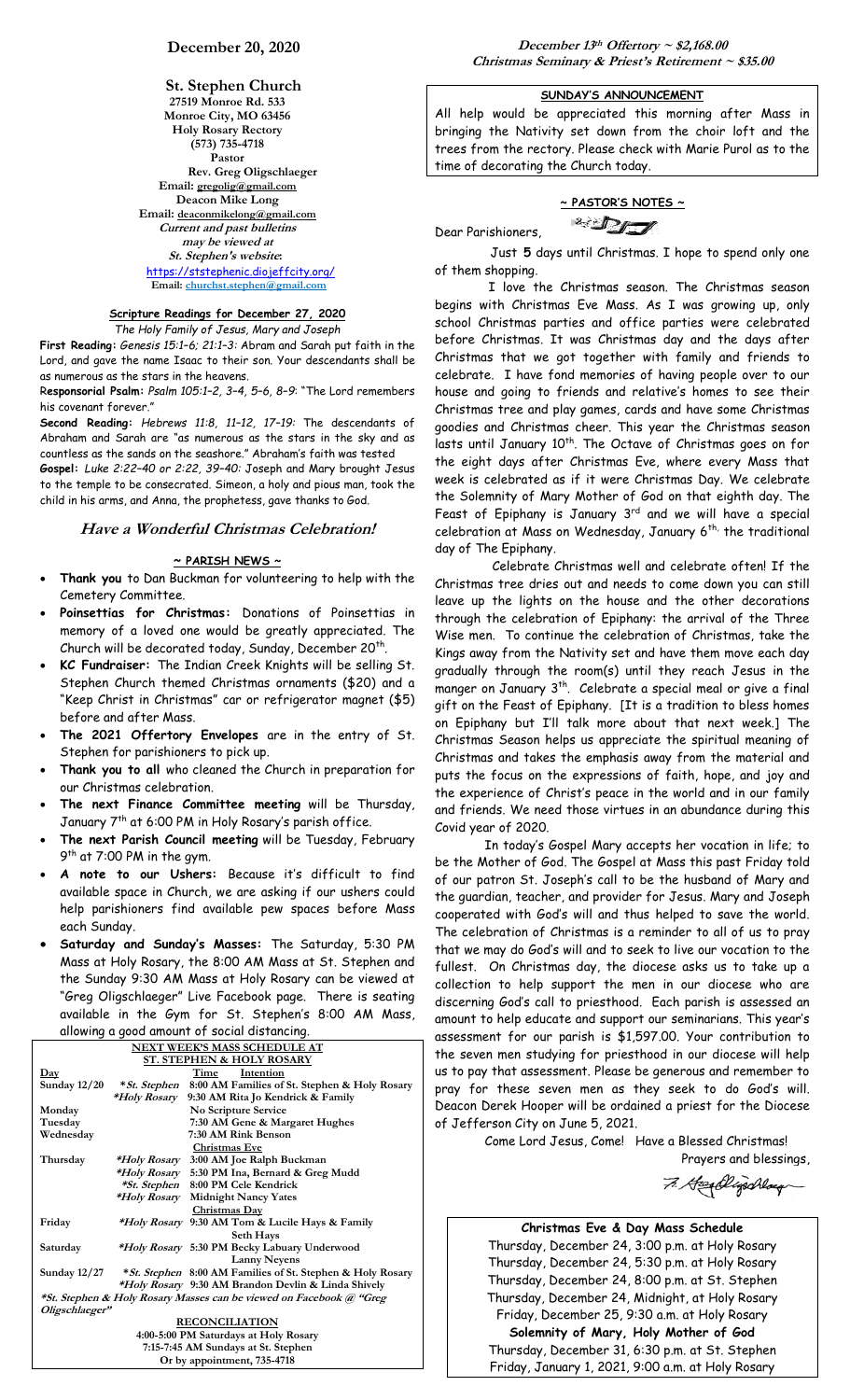## December 20, 2020

**St. Stephen Church**
27519 Monroe Rd. 533
Monroe City, MO 63456
Holy Rosary Rectory
(573) 735-4718
**Pastor**
Rev. Greg Oligschlaeger
Email: gregolig@gmail.com
Deacon Mike Long
Email: deaconmikelong@gmail.com
*Current and past bulletins may be viewed at St. Stephen's website:*
https://ststephenic.diojeffcity.org/
Email: churchst.stephen@gmail.com

### Scripture Readings for December 27, 2020

*The Holy Family of Jesus, Mary and Joseph*

**First Reading:** *Genesis 15:1–6; 21:1–3:* Abram and Sarah put faith in the Lord, and gave the name Isaac to their son. Your descendants shall be as numerous as the stars in the heavens.

**Responsorial Psalm:** *Psalm 105:1–2, 3–4, 5–6, 8–9:* "The Lord remembers his covenant forever."

**Second Reading:** *Hebrews 11:8, 11–12, 17–19:* The descendants of Abraham and Sarah are "as numerous as the stars in the sky and as countless as the sands on the seashore." Abraham's faith was tested

**Gospel:** *Luke 2:22–40 or 2:22, 39–40:* Joseph and Mary brought Jesus to the temple to be consecrated. Simeon, a holy and pious man, took the child in his arms, and Anna, the prophetess, gave thanks to God.

## *Have a Wonderful Christmas Celebration!*

### ~ PARISH NEWS ~

- **Thank you** to Dan Buckman for volunteering to help with the Cemetery Committee.
- **Poinsettias for Christmas:** Donations of Poinsettias in memory of a loved one would be greatly appreciated. The Church will be decorated today, Sunday, December 20th.
- **KC Fundraiser:** The Indian Creek Knights will be selling St. Stephen Church themed Christmas ornaments ($20) and a "Keep Christ in Christmas" car or refrigerator magnet ($5) before and after Mass.
- **The 2021 Offertory Envelopes** are in the entry of St. Stephen for parishioners to pick up.
- **Thank you to all** who cleaned the Church in preparation for our Christmas celebration.
- **The next Finance Committee meeting** will be Thursday, January 7th at 6:00 PM in Holy Rosary's parish office.
- **The next Parish Council meeting** will be Tuesday, February 9th at 7:00 PM in the gym.
- ***A note to our Ushers:*** Because it's difficult to find available space in Church, we are asking if our ushers could help parishioners find available pew spaces before Mass each Sunday.
- **Saturday and Sunday's Masses:** The Saturday, 5:30 PM Mass at Holy Rosary, the 8:00 AM Mass at St. Stephen and the Sunday 9:30 AM Mass at Holy Rosary can be viewed at "Greg Oligschlaeger" Live Facebook page. There is seating available in the Gym for St. Stephen's 8:00 AM Mass, allowing a good amount of social distancing.

**NEXT WEEK'S MASS SCHEDULE AT ST. STEPHEN & HOLY ROSARY**

| Day | | Time | Intention |
|---|---|---|---|
| Sunday 12/20 | *St. Stephen | 8:00 AM | Families of St. Stephen & Holy Rosary |
| | *Holy Rosary | 9:30 AM | Rita Jo Kendrick & Family |
| Monday | | | No Scripture Service |
| Tuesday | | 7:30 AM | Gene & Margaret Hughes |
| Wednesday | | 7:30 AM | Rink Benson |
| | | | **Christmas Eve** |
| Thursday | *Holy Rosary | 3:00 AM | Joe Ralph Buckman |
| | *Holy Rosary | 5:30 PM | Ina, Bernard & Greg Mudd |
| | *St. Stephen | 8:00 PM | Cele Kendrick |
| | *Holy Rosary | Midnight | Nancy Yates |
| | | | **Christmas Day** |
| Friday | *Holy Rosary | 9:30 AM | Tom & Lucile Hays & Family; Seth Hays |
| Saturday | *Holy Rosary | 5:30 PM | Becky Labuary Underwood; Lanny Neyens |
| Sunday 12/27 | *St. Stephen | 8:00 AM | Families of St. Stephen & Holy Rosary |
| | *Holy Rosary | 9:30 AM | Brandon Devlin & Linda Shively |

*St. Stephen & Holy Rosary Masses can be viewed on Facebook @ "Greg Oligschlaeger"

**RECONCILIATION**
4:00-5:00 PM Saturdays at Holy Rosary
7:15-7:45 AM Sundays at St. Stephen
Or by appointment, 735-4718

**December 13th Offertory ~ $2,168.00**
**Christmas Seminary & Priest's Retirement ~ $35.00**

### SUNDAY'S ANNOUNCEMENT

All help would be appreciated this morning after Mass in bringing the Nativity set down from the choir loft and the trees from the rectory. Please check with Marie Purol as to the time of decorating the Church today.

### ~ PASTOR'S NOTES ~

Dear Parishioners,

Just **5** days until Christmas. I hope to spend only one of them shopping.

I love the Christmas season. The Christmas season begins with Christmas Eve Mass. As I was growing up, only school Christmas parties and office parties were celebrated before Christmas. It was Christmas day and the days after Christmas that we got together with family and friends to celebrate. I have fond memories of having people over to our house and going to friends and relative's homes to see their Christmas tree and play games, cards and have some Christmas goodies and Christmas cheer. This year the Christmas season lasts until January 10th. The Octave of Christmas goes on for the eight days after Christmas Eve, where every Mass that week is celebrated as if it were Christmas Day. We celebrate the Solemnity of Mary Mother of God on that eighth day. The Feast of Epiphany is January 3rd and we will have a special celebration at Mass on Wednesday, January 6th, the traditional day of The Epiphany.

Celebrate Christmas well and celebrate often! If the Christmas tree dries out and needs to come down you can still leave up the lights on the house and the other decorations through the celebration of Epiphany: the arrival of the Three Wise men. To continue the celebration of Christmas, take the Kings away from the Nativity set and have them move each day gradually through the room(s) until they reach Jesus in the manger on January 3rd. Celebrate a special meal or give a final gift on the Feast of Epiphany. [It is a tradition to bless homes on Epiphany but I'll talk more about that next week.] The Christmas Season helps us appreciate the spiritual meaning of Christmas and takes the emphasis away from the material and puts the focus on the expressions of faith, hope, and joy and the experience of Christ's peace in the world and in our family and friends. We need those virtues in an abundance during this Covid year of 2020.

In today's Gospel Mary accepts her vocation in life; to be the Mother of God. The Gospel at Mass this past Friday told of our patron St. Joseph's call to be the husband of Mary and the guardian, teacher, and provider for Jesus. Mary and Joseph cooperated with God's will and thus helped to save the world. The celebration of Christmas is a reminder to all of us to pray that we may do God's will and to seek to live our vocation to the fullest. On Christmas day, the diocese asks us to take up a collection to help support the men in our diocese who are discerning God's call to priesthood. Each parish is assessed an amount to help educate and support our seminarians. This year's assessment for our parish is $1,597.00. Your contribution to the seven men studying for priesthood in our diocese will help us to pay that assessment. Please be generous and remember to pray for these seven men as they seek to do God's will. Deacon Derek Hooper will be ordained a priest for the Diocese of Jefferson City on June 5, 2021.

Come Lord Jesus, Come! Have a Blessed Christmas!

Prayers and blessings,

Fr. Greg Oligschlaeger

**Christmas Eve & Day Mass Schedule**
Thursday, December 24, 3:00 p.m. at Holy Rosary
Thursday, December 24, 5:30 p.m. at Holy Rosary
Thursday, December 24, 8:00 p.m. at St. Stephen
Thursday, December 24, Midnight, at Holy Rosary
Friday, December 25, 9:30 a.m. at Holy Rosary
**Solemnity of Mary, Holy Mother of God**
Thursday, December 31, 6:30 p.m. at St. Stephen
Friday, January 1, 2021, 9:00 a.m. at Holy Rosary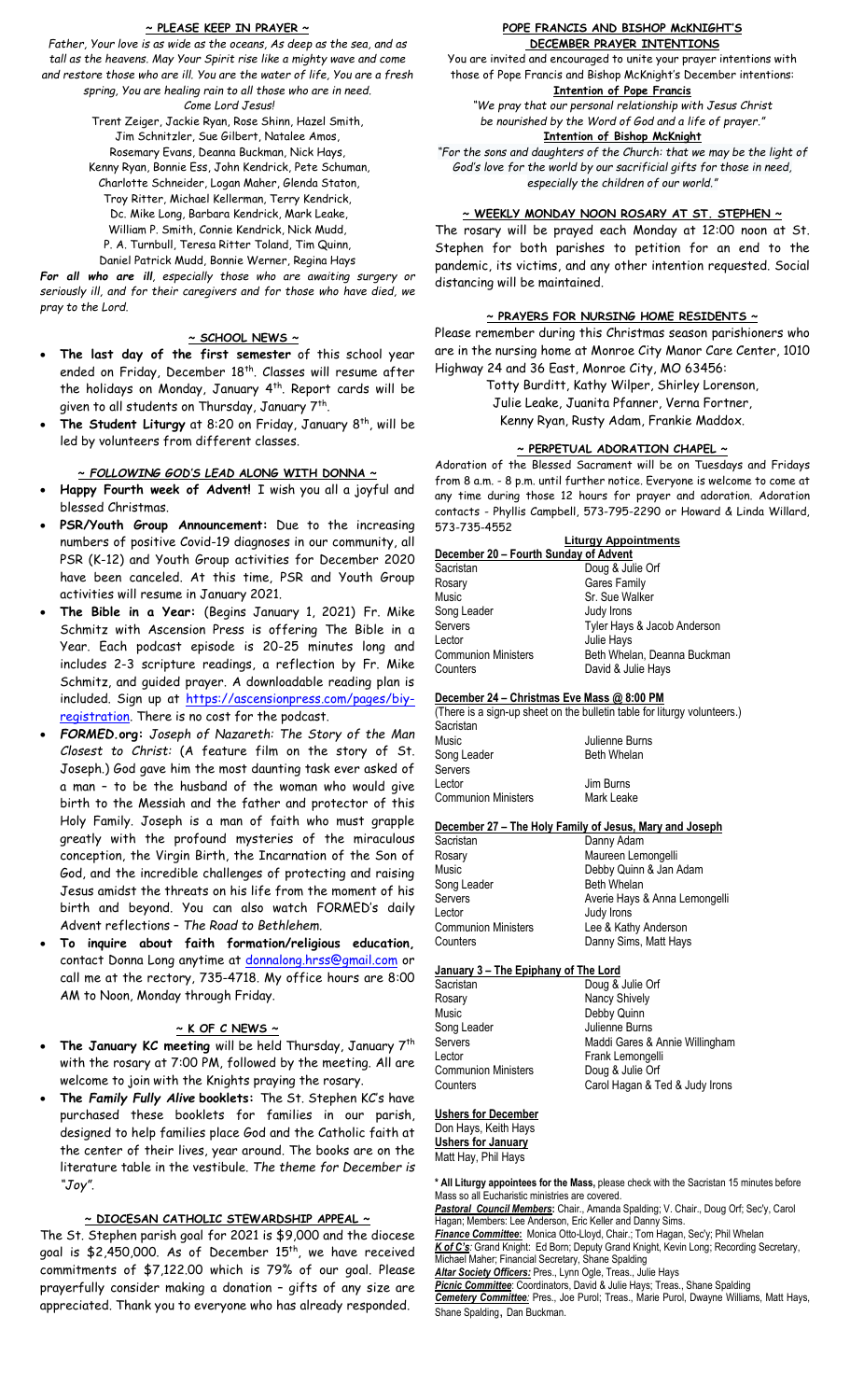## ~ PLEASE KEEP IN PRAYER ~

*Father, Your love is as wide as the oceans, As deep as the sea, and as tall as the heavens. May Your Spirit rise like a mighty wave and come and restore those who are ill. You are the water of life, You are a fresh spring, You are healing rain to all those who are in need. Come Lord Jesus!*

Trent Zeiger, Jackie Ryan, Rose Shinn, Hazel Smith,
Jim Schnitzler, Sue Gilbert, Natalee Amos,
Rosemary Evans, Deanna Buckman, Nick Hays,
Kenny Ryan, Bonnie Ess, John Kendrick, Pete Schuman,
Charlotte Schneider, Logan Maher, Glenda Staton,
Troy Ritter, Michael Kellerman, Terry Kendrick,
Dc. Mike Long, Barbara Kendrick, Mark Leake,
William P. Smith, Connie Kendrick, Nick Mudd,
P. A. Turnbull, Teresa Ritter Toland, Tim Quinn,
Daniel Patrick Mudd, Bonnie Werner, Regina Hays

***For all who are ill**, especially those who are awaiting surgery or seriously ill, and for their caregivers and for those who have died, we pray to the Lord.*

## ~ SCHOOL NEWS ~

- **The last day of the first semester** of this school year ended on Friday, December 18th. Classes will resume after the holidays on Monday, January 4th. Report cards will be given to all students on Thursday, January 7th.
- **The Student Liturgy** at 8:20 on Friday, January 8th, will be led by volunteers from different classes.

## ~ *FOLLOWING GOD'S LEAD* ALONG WITH DONNA ~

- **Happy Fourth week of Advent!** I wish you all a joyful and blessed Christmas.
- **PSR/Youth Group Announcement:** Due to the increasing numbers of positive Covid-19 diagnoses in our community, all PSR (K-12) and Youth Group activities for December 2020 have been canceled. At this time, PSR and Youth Group activities will resume in January 2021.
- **The Bible in a Year:** (Begins January 1, 2021) Fr. Mike Schmitz with Ascension Press is offering The Bible in a Year. Each podcast episode is 20-25 minutes long and includes 2-3 scripture readings, a reflection by Fr. Mike Schmitz, and guided prayer. A downloadable reading plan is included. Sign up at https://ascensionpress.com/pages/biy-registration. There is no cost for the podcast.
- ***FORMED*.org:** *Joseph of Nazareth: The Story of the Man Closest to Christ:* (A feature film on the story of St. Joseph.) God gave him the most daunting task ever asked of a man – to be the husband of the woman who would give birth to the Messiah and the father and protector of this Holy Family. Joseph is a man of faith who must grapple greatly with the profound mysteries of the miraculous conception, the Virgin Birth, the Incarnation of the Son of God, and the incredible challenges of protecting and raising Jesus amidst the threats on his life from the moment of his birth and beyond. You can also watch FORMED's daily Advent reflections – *The Road to Bethlehem.*
- **To inquire about faith formation/religious education,** contact Donna Long anytime at donnalong.hrss@gmail.com or call me at the rectory, 735-4718. My office hours are 8:00 AM to Noon, Monday through Friday.

## ~ K OF C NEWS ~

- **The January KC meeting** will be held Thursday, January 7th with the rosary at 7:00 PM, followed by the meeting. All are welcome to join with the Knights praying the rosary.
- **The *Family Fully Alive* booklets:** The St. Stephen KC's have purchased these booklets for families in our parish, designed to help families place God and the Catholic faith at the center of their lives, year around. The books are on the literature table in the vestibule. *The theme for December is "Joy".*

## ~ DIOCESAN CATHOLIC STEWARDSHIP APPEAL ~

The St. Stephen parish goal for 2021 is $9,000 and the diocese goal is $2,450,000. As of December 15th, we have received commitments of $7,122.00 which is 79% of our goal. Please prayerfully consider making a donation – gifts of any size are appreciated. Thank you to everyone who has already responded.

## POPE FRANCIS AND BISHOP McKNIGHT'S DECEMBER PRAYER INTENTIONS

You are invited and encouraged to unite your prayer intentions with those of Pope Francis and Bishop McKnight's December intentions:

**Intention of Pope Francis**

*"We pray that our personal relationship with Jesus Christ be nourished by the Word of God and a life of prayer."*

**Intention of Bishop McKnight**

*"For the sons and daughters of the Church: that we may be the light of God's love for the world by our sacrificial gifts for those in need, especially the children of our world."*

## ~ WEEKLY MONDAY NOON ROSARY AT ST. STEPHEN ~

The rosary will be prayed each Monday at 12:00 noon at St. Stephen for both parishes to petition for an end to the pandemic, its victims, and any other intention requested. Social distancing will be maintained.

## ~ PRAYERS FOR NURSING HOME RESIDENTS ~

Please remember during this Christmas season parishioners who are in the nursing home at Monroe City Manor Care Center, 1010 Highway 24 and 36 East, Monroe City, MO 63456:

Totty Burditt, Kathy Wilper, Shirley Lorenson,
Julie Leake, Juanita Pfanner, Verna Fortner,
Kenny Ryan, Rusty Adam, Frankie Maddox.

## ~ PERPETUAL ADORATION CHAPEL ~

Adoration of the Blessed Sacrament will be on Tuesdays and Fridays from 8 a.m. - 8 p.m. until further notice. Everyone is welcome to come at any time during those 12 hours for prayer and adoration. Adoration contacts - Phyllis Campbell, 573-795-2290 or Howard & Linda Willard, 573-735-4552

## Liturgy Appointments

**December 20 – Fourth Sunday of Advent**

| | |
|---|---|
| Sacristan | Doug & Julie Orf |
| Rosary | Gares Family |
| Music | Sr. Sue Walker |
| Song Leader | Judy Irons |
| Servers | Tyler Hays & Jacob Anderson |
| Lector | Julie Hays |
| Communion Ministers | Beth Whelan, Deanna Buckman |
| Counters | David & Julie Hays |

**December 24 – Christmas Eve Mass @ 8:00 PM**

(There is a sign-up sheet on the bulletin table for liturgy volunteers.)

| | |
|---|---|
| Sacristan | |
| Music | Julienne Burns |
| Song Leader | Beth Whelan |
| Servers | |
| Lector | Jim Burns |
| Communion Ministers | Mark Leake |

**December 27 – The Holy Family of Jesus, Mary and Joseph**

| | |
|---|---|
| Sacristan | Danny Adam |
| Rosary | Maureen Lemongelli |
| Music | Debby Quinn & Jan Adam |
| Song Leader | Beth Whelan |
| Servers | Averie Hays & Anna Lemongelli |
| Lector | Judy Irons |
| Communion Ministers | Lee & Kathy Anderson |
| Counters | Danny Sims, Matt Hays |

**January 3 – The Epiphany of The Lord**

| | |
|---|---|
| Sacristan | Doug & Julie Orf |
| Rosary | Nancy Shively |
| Music | Debby Quinn |
| Song Leader | Julienne Burns |
| Servers | Maddi Gares & Annie Willingham |
| Lector | Frank Lemongelli |
| Communion Ministers | Doug & Julie Orf |
| Counters | Carol Hagan & Ted & Judy Irons |

**Ushers for December**
Don Hays, Keith Hays
**Ushers for January**
Matt Hay, Phil Hays

\* **All Liturgy appointees for the Mass,** please check with the Sacristan 15 minutes before Mass so all Eucharistic ministries are covered.

***Pastoral Council Members:*** Chair., Amanda Spalding; V. Chair., Doug Orf; Sec'y, Carol Hagan; Members: Lee Anderson, Eric Keller and Danny Sims.

***Finance Committee:*** Monica Otto-Lloyd, Chair.; Tom Hagan, Sec'y; Phil Whelan

***K of C's***: Grand Knight: Ed Born; Deputy Grand Knight, Kevin Long; Recording Secretary, Michael Maher; Financial Secretary, Shane Spalding

***Altar Society Officers:*** Pres., Lynn Ogle, Treas., Julie Hays

***Picnic Committee***: Coordinators, David & Julie Hays; Treas., Shane Spalding

***Cemetery Committee:*** Pres., Joe Purol; Treas., Marie Purol, Dwayne Williams, Matt Hays, Shane Spalding, Dan Buckman.